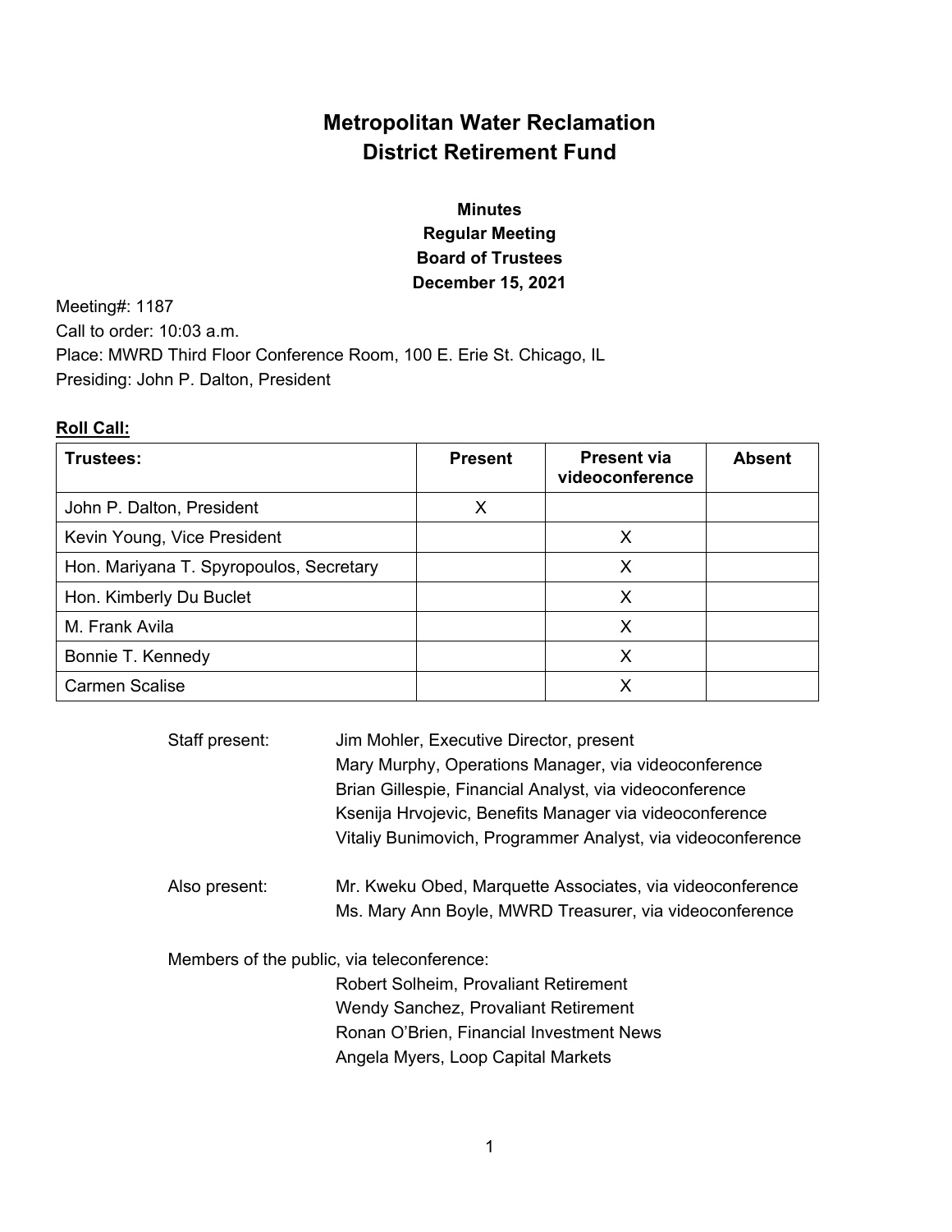# Metropolitan Water Reclamation District Retirement Fund

## Minutes
## Regular Meeting
## Board of Trustees
## December 15, 2021

Meeting#: 1187
Call to order: 10:03 a.m.
Place: MWRD Third Floor Conference Room, 100 E. Erie St. Chicago, IL
Presiding: John P. Dalton, President

**Roll Call:**

| Trustees: | Present | Present via videoconference | Absent |
|---|---|---|---|
| John P. Dalton, President | X | | |
| Kevin Young, Vice President | | X | |
| Hon. Mariyana T. Spyropoulos, Secretary | | X | |
| Hon. Kimberly Du Buclet | | X | |
| M. Frank Avila | | X | |
| Bonnie T. Kennedy | | X | |
| Carmen Scalise | | X | |

Staff present:
- Jim Mohler, Executive Director, present
- Mary Murphy, Operations Manager, via videoconference
- Brian Gillespie, Financial Analyst, via videoconference
- Ksenija Hrvojevic, Benefits Manager via videoconference
- Vitaliy Bunimovich, Programmer Analyst, via videoconference

Also present:
- Mr. Kweku Obed, Marquette Associates, via videoconference
- Ms. Mary Ann Boyle, MWRD Treasurer, via videoconference

Members of the public, via teleconference:
- Robert Solheim, Provaliant Retirement
- Wendy Sanchez, Provaliant Retirement
- Ronan O'Brien, Financial Investment News
- Angela Myers, Loop Capital Markets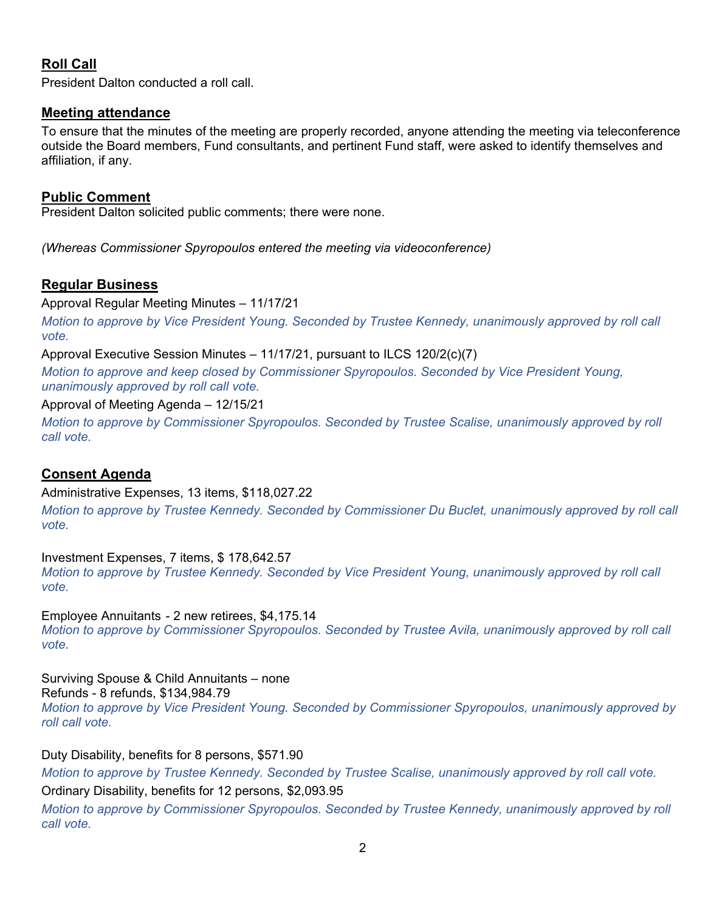## Roll Call

President Dalton conducted a roll call.

## Meeting attendance

To ensure that the minutes of the meeting are properly recorded, anyone attending the meeting via teleconference outside the Board members, Fund consultants, and pertinent Fund staff, were asked to identify themselves and affiliation, if any.

## Public Comment

President Dalton solicited public comments; there were none.

*(Whereas Commissioner Spyropoulos entered the meeting via videoconference)*

## Regular Business

Approval Regular Meeting Minutes – 11/17/21

*Motion to approve by Vice President Young. Seconded by Trustee Kennedy, unanimously approved by roll call vote.*

Approval Executive Session Minutes – 11/17/21, pursuant to ILCS 120/2(c)(7)

*Motion to approve and keep closed by Commissioner Spyropoulos. Seconded by Vice President Young, unanimously approved by roll call vote.*

Approval of Meeting Agenda – 12/15/21

*Motion to approve by Commissioner Spyropoulos. Seconded by Trustee Scalise, unanimously approved by roll call vote.*

## Consent Agenda

Administrative Expenses, 13 items, $118,027.22

*Motion to approve by Trustee Kennedy. Seconded by Commissioner Du Buclet, unanimously approved by roll call vote.*

Investment Expenses, 7 items, $ 178,642.57

*Motion to approve by Trustee Kennedy. Seconded by Vice President Young, unanimously approved by roll call vote.*

Employee Annuitants - 2 new retirees, $4,175.14

*Motion to approve by Commissioner Spyropoulos. Seconded by Trustee Avila, unanimously approved by roll call vote.*

Surviving Spouse & Child Annuitants – none

Refunds - 8 refunds, $134,984.79

*Motion to approve by Vice President Young. Seconded by Commissioner Spyropoulos, unanimously approved by roll call vote.*

Duty Disability, benefits for 8 persons, $571.90

*Motion to approve by Trustee Kennedy. Seconded by Trustee Scalise, unanimously approved by roll call vote.*

Ordinary Disability, benefits for 12 persons, $2,093.95

*Motion to approve by Commissioner Spyropoulos. Seconded by Trustee Kennedy, unanimously approved by roll call vote.*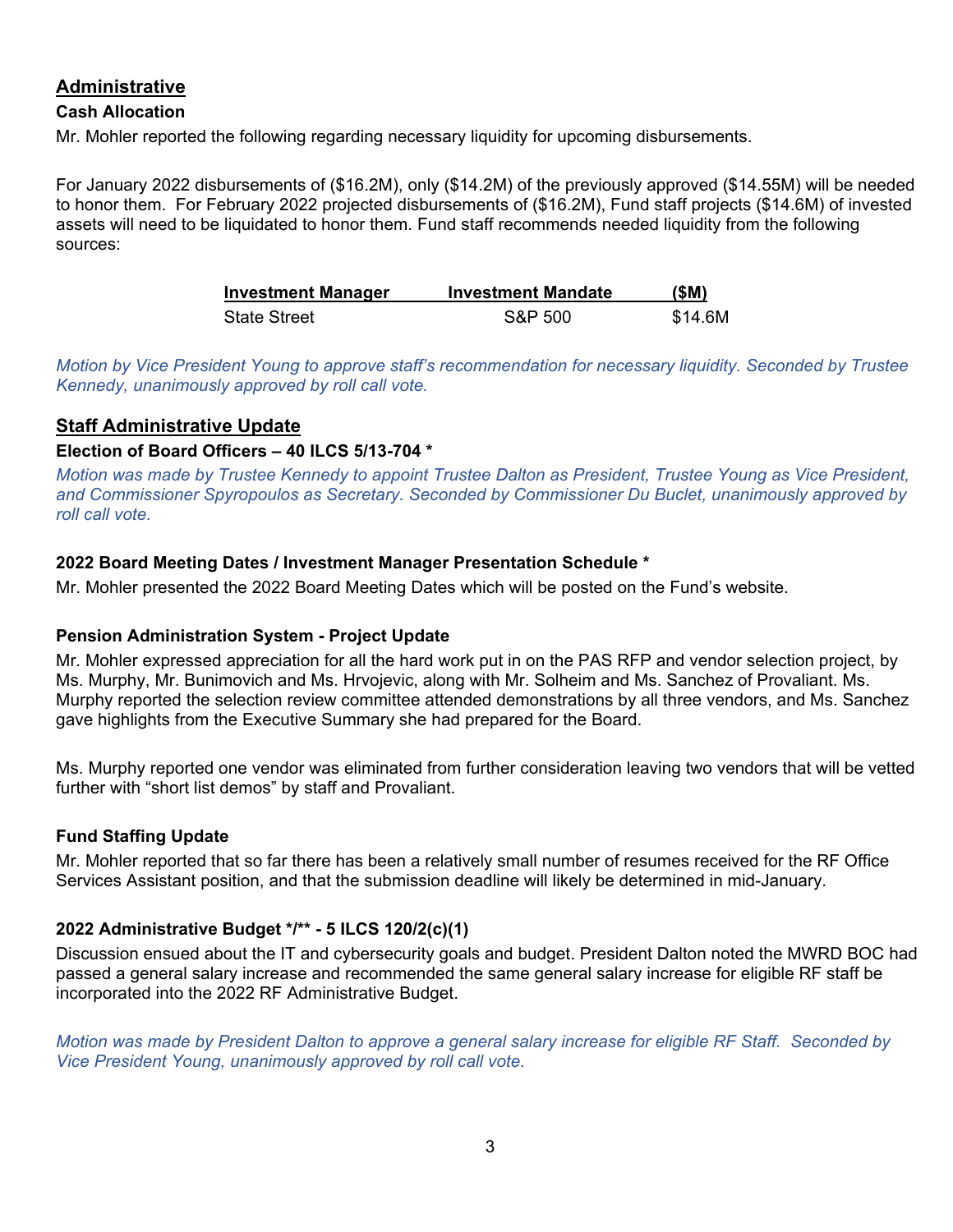## Administrative

### Cash Allocation

Mr. Mohler reported the following regarding necessary liquidity for upcoming disbursements.

For January 2022 disbursements of ($16.2M), only ($14.2M) of the previously approved ($14.55M) will be needed to honor them. For February 2022 projected disbursements of ($16.2M), Fund staff projects ($14.6M) of invested assets will need to be liquidated to honor them. Fund staff recommends needed liquidity from the following sources:

| Investment Manager | Investment Mandate | ($M) |
|---|---|---|
| State Street | S&P 500 | $14.6M |

*Motion by Vice President Young to approve staff's recommendation for necessary liquidity. Seconded by Trustee Kennedy, unanimously approved by roll call vote.*

## Staff Administrative Update

### Election of Board Officers – 40 ILCS 5/13-704 *

*Motion was made by Trustee Kennedy to appoint Trustee Dalton as President, Trustee Young as Vice President, and Commissioner Spyropoulos as Secretary. Seconded by Commissioner Du Buclet, unanimously approved by roll call vote.*

### 2022 Board Meeting Dates / Investment Manager Presentation Schedule *

Mr. Mohler presented the 2022 Board Meeting Dates which will be posted on the Fund's website.

### Pension Administration System - Project Update

Mr. Mohler expressed appreciation for all the hard work put in on the PAS RFP and vendor selection project, by Ms. Murphy, Mr. Bunimovich and Ms. Hrvojevic, along with Mr. Solheim and Ms. Sanchez of Provaliant. Ms. Murphy reported the selection review committee attended demonstrations by all three vendors, and Ms. Sanchez gave highlights from the Executive Summary she had prepared for the Board.

Ms. Murphy reported one vendor was eliminated from further consideration leaving two vendors that will be vetted further with "short list demos" by staff and Provaliant.

### Fund Staffing Update

Mr. Mohler reported that so far there has been a relatively small number of resumes received for the RF Office Services Assistant position, and that the submission deadline will likely be determined in mid-January.

### 2022 Administrative Budget */** - 5 ILCS 120/2(c)(1)

Discussion ensued about the IT and cybersecurity goals and budget. President Dalton noted the MWRD BOC had passed a general salary increase and recommended the same general salary increase for eligible RF staff be incorporated into the 2022 RF Administrative Budget.

*Motion was made by President Dalton to approve a general salary increase for eligible RF Staff. Seconded by Vice President Young, unanimously approved by roll call vote.*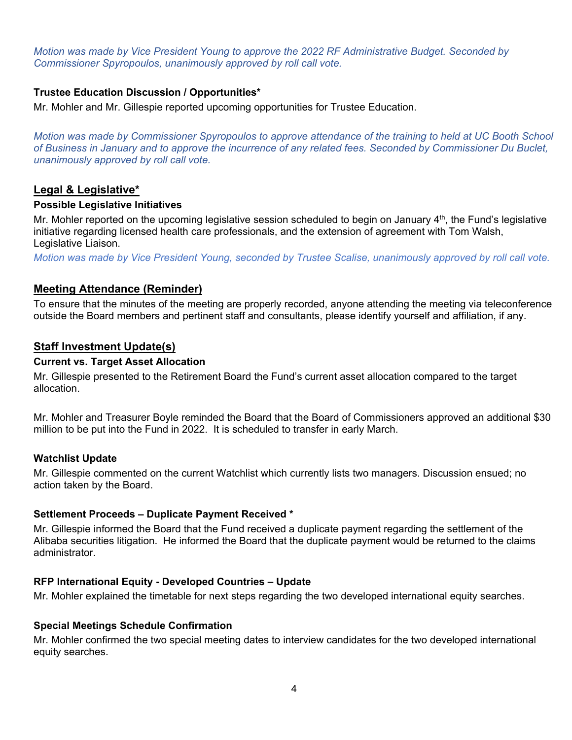*Motion was made by Vice President Young to approve the 2022 RF Administrative Budget. Seconded by Commissioner Spyropoulos, unanimously approved by roll call vote.*

### Trustee Education Discussion / Opportunities*

Mr. Mohler and Mr. Gillespie reported upcoming opportunities for Trustee Education.

*Motion was made by Commissioner Spyropoulos to approve attendance of the training to held at UC Booth School of Business in January and to approve the incurrence of any related fees. Seconded by Commissioner Du Buclet, unanimously approved by roll call vote.*

## Legal & Legislative*

### Possible Legislative Initiatives

Mr. Mohler reported on the upcoming legislative session scheduled to begin on January 4th, the Fund's legislative initiative regarding licensed health care professionals, and the extension of agreement with Tom Walsh, Legislative Liaison.

*Motion was made by Vice President Young, seconded by Trustee Scalise, unanimously approved by roll call vote.*

## Meeting Attendance (Reminder)

To ensure that the minutes of the meeting are properly recorded, anyone attending the meeting via teleconference outside the Board members and pertinent staff and consultants, please identify yourself and affiliation, if any.

## Staff Investment Update(s)

### Current vs. Target Asset Allocation

Mr. Gillespie presented to the Retirement Board the Fund's current asset allocation compared to the target allocation.

Mr. Mohler and Treasurer Boyle reminded the Board that the Board of Commissioners approved an additional $30 million to be put into the Fund in 2022. It is scheduled to transfer in early March.

### Watchlist Update

Mr. Gillespie commented on the current Watchlist which currently lists two managers. Discussion ensued; no action taken by the Board.

### Settlement Proceeds – Duplicate Payment Received *

Mr. Gillespie informed the Board that the Fund received a duplicate payment regarding the settlement of the Alibaba securities litigation. He informed the Board that the duplicate payment would be returned to the claims administrator.

### RFP International Equity - Developed Countries – Update

Mr. Mohler explained the timetable for next steps regarding the two developed international equity searches.

### Special Meetings Schedule Confirmation

Mr. Mohler confirmed the two special meeting dates to interview candidates for the two developed international equity searches.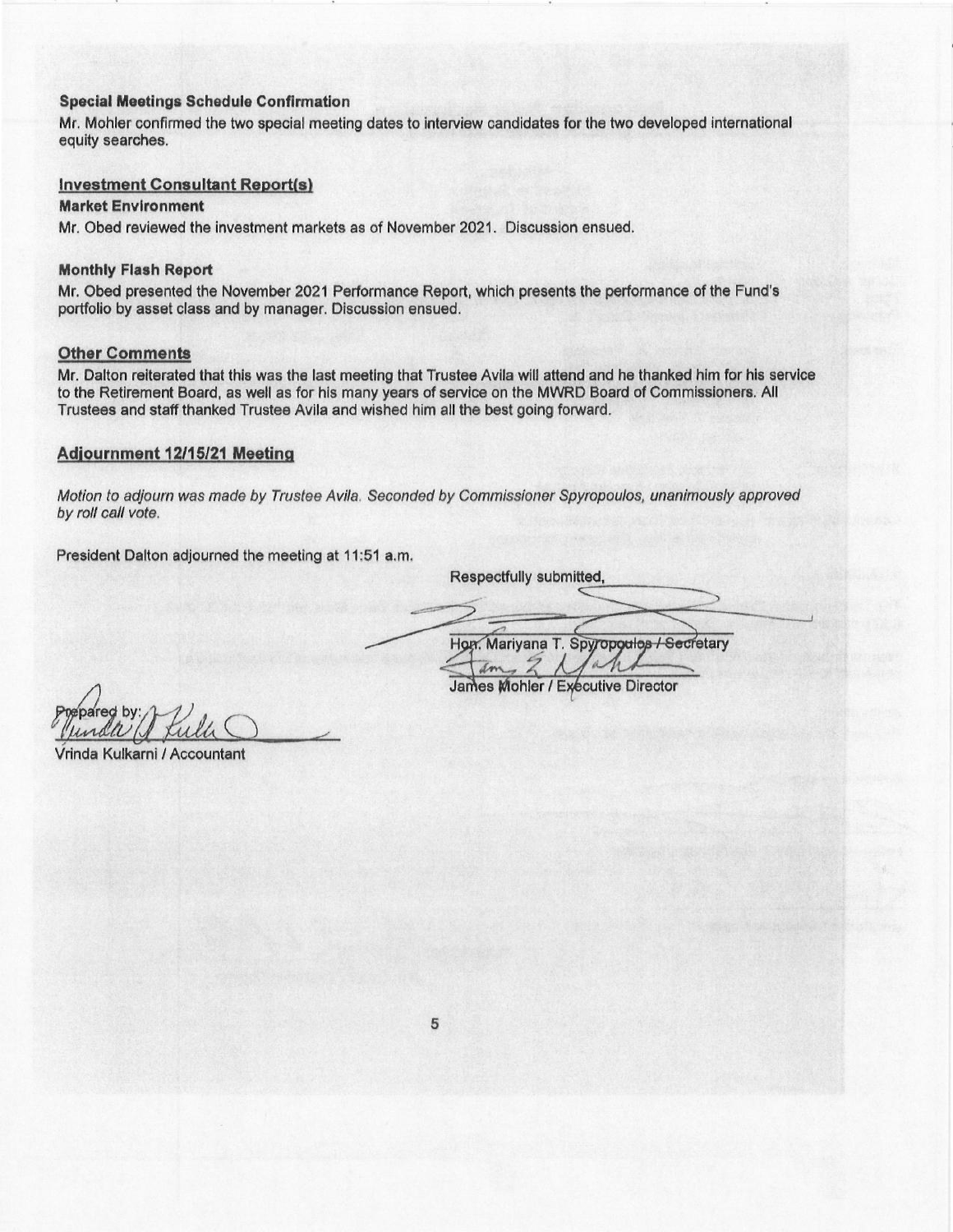**Special Meetings Schedule Confirmation**

Mr. Mohler confirmed the two special meeting dates to interview candidates for the two developed international equity searches.

## Investment Consultant Report(s)

**Market Environment**

Mr. Obed reviewed the investment markets as of November 2021. Discussion ensued.

**Monthly Flash Report**

Mr. Obed presented the November 2021 Performance Report, which presents the performance of the Fund's portfolio by asset class and by manager. Discussion ensued.

## Other Comments

Mr. Dalton reiterated that this was the last meeting that Trustee Avila will attend and he thanked him for his service to the Retirement Board, as well as for his many years of service on the MWRD Board of Commissioners. All Trustees and staff thanked Trustee Avila and wished him all the best going forward.

## Adjournment 12/15/21 Meeting

*Motion to adjourn was made by Trustee Avila. Seconded by Commissioner Spyropoulos, unanimously approved by roll call vote.*

President Dalton adjourned the meeting at 11:51 a.m.

Respectfully submitted,

Hon. Mariyana T. Spyropoulos / Secretary

James Mohler / Executive Director

Prepared by:

Vrinda Kulkarni / Accountant